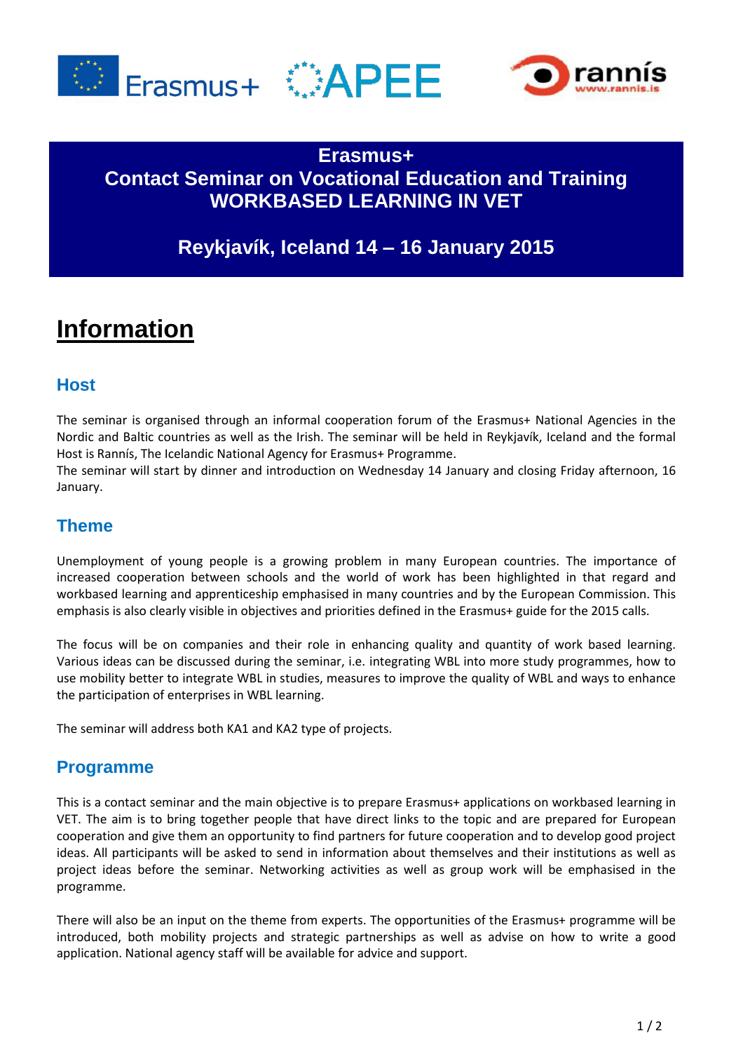# Erasmus+
# Contact Seminar on Vocational Education and Training
# WORKBASED LEARNING IN VET

## Reykjavík, Iceland 14 – 16 January 2015

# Information

## Host

The seminar is organised through an informal cooperation forum of the Erasmus+ National Agencies in the Nordic and Baltic countries as well as the Irish. The seminar will be held in Reykjavík, Iceland and the formal Host is Rannís, The Icelandic National Agency for Erasmus+ Programme.
The seminar will start by dinner and introduction on Wednesday 14 January and closing Friday afternoon, 16 January.

## Theme

Unemployment of young people is a growing problem in many European countries. The importance of increased cooperation between schools and the world of work has been highlighted in that regard and workbased learning and apprenticeship emphasised in many countries and by the European Commission. This emphasis is also clearly visible in objectives and priorities defined in the Erasmus+ guide for the 2015 calls.

The focus will be on companies and their role in enhancing quality and quantity of work based learning. Various ideas can be discussed during the seminar, i.e. integrating WBL into more study programmes, how to use mobility better to integrate WBL in studies, measures to improve the quality of WBL and ways to enhance the participation of enterprises in WBL learning.

The seminar will address both KA1 and KA2 type of projects.

## Programme

This is a contact seminar and the main objective is to prepare Erasmus+ applications on workbased learning in VET. The aim is to bring together people that have direct links to the topic and are prepared for European cooperation and give them an opportunity to find partners for future cooperation and to develop good project ideas. All participants will be asked to send in information about themselves and their institutions as well as project ideas before the seminar. Networking activities as well as group work will be emphasised in the programme.

There will also be an input on the theme from experts. The opportunities of the Erasmus+ programme will be introduced, both mobility projects and strategic partnerships as well as advise on how to write a good application. National agency staff will be available for advice and support.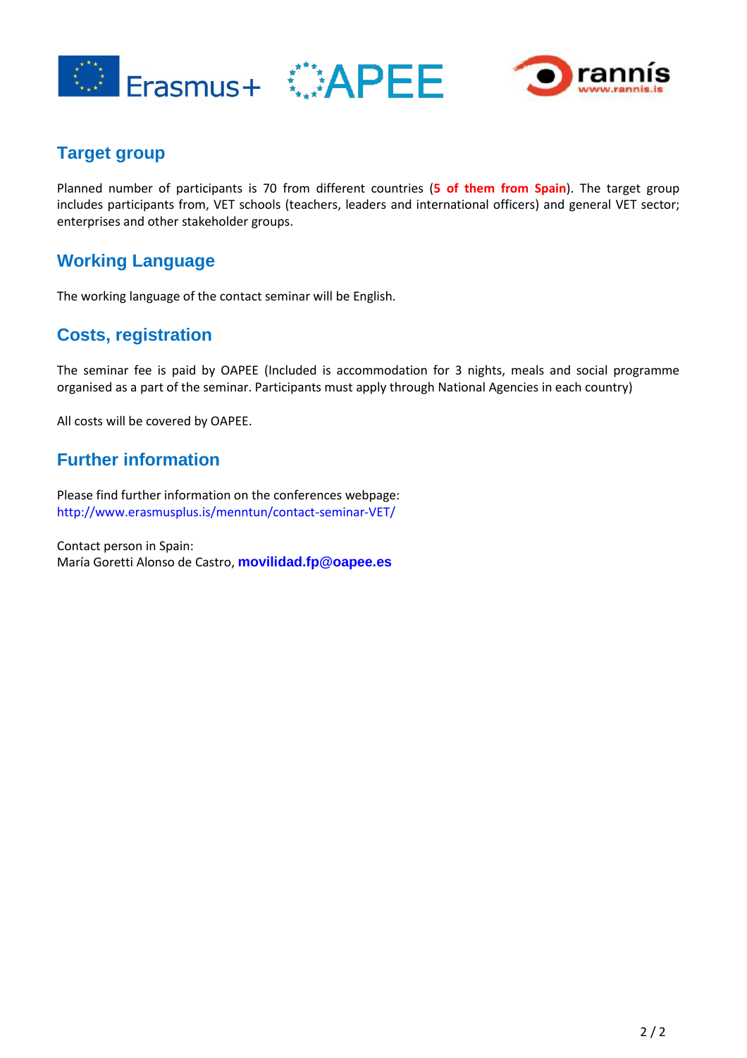## Target group

Planned number of participants is 70 from different countries (**5 of them from Spain**). The target group includes participants from, VET schools (teachers, leaders and international officers) and general VET sector; enterprises and other stakeholder groups.

## Working Language

The working language of the contact seminar will be English.

## Costs, registration

The seminar fee is paid by OAPEE (Included is accommodation for 3 nights, meals and social programme organised as a part of the seminar. Participants must apply through National Agencies in each country)

All costs will be covered by OAPEE.

## Further information

Please find further information on the conferences webpage:
http://www.erasmusplus.is/menntun/contact-seminar-VET/

Contact person in Spain:
María Goretti Alonso de Castro, **movilidad.fp@oapee.es**